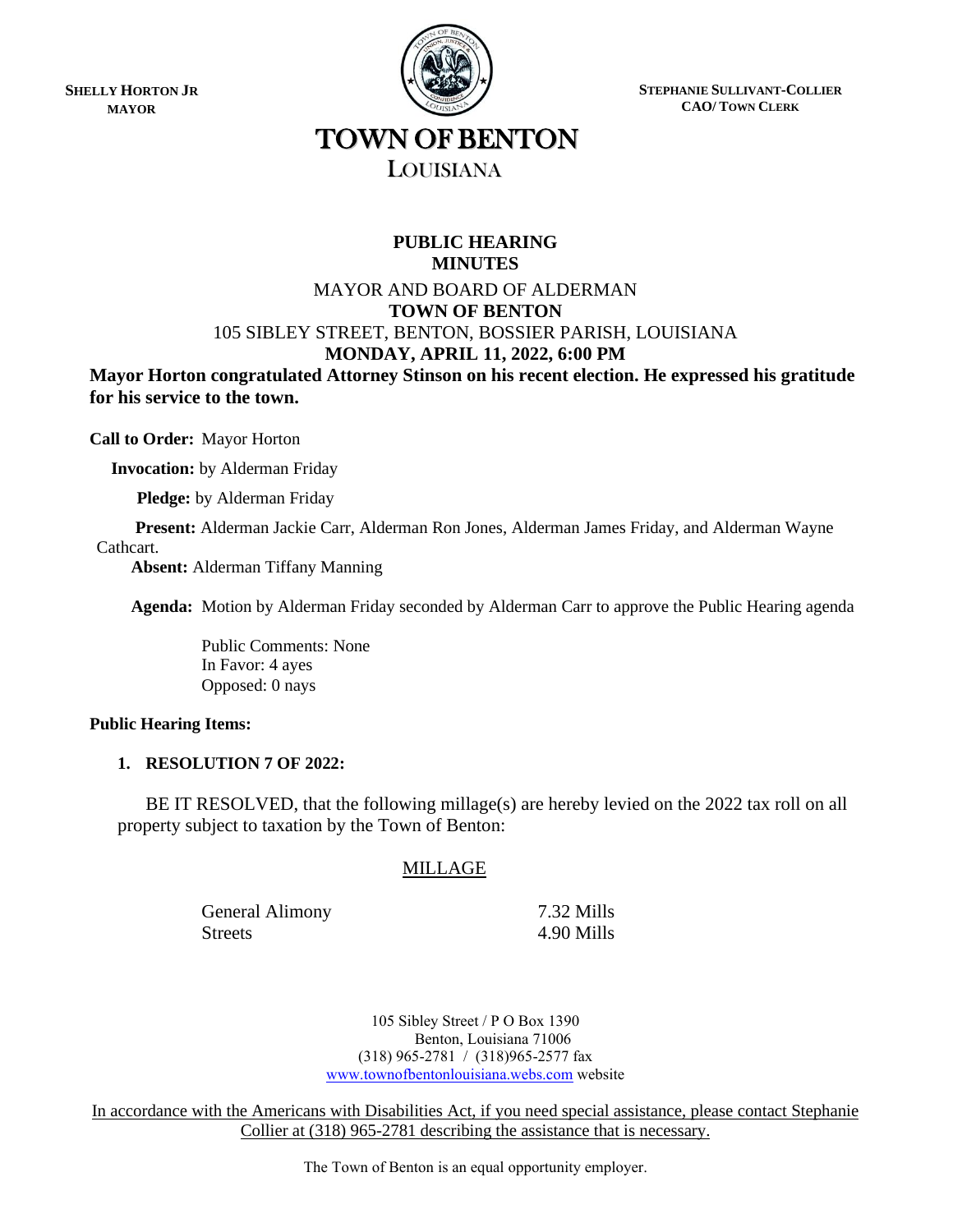**SHELLY HORTON JR**
**MAYOR**

**STEPHANIE SULLIVANT-COLLIER**
**CAO/ TOWN CLERK**

# TOWN OF BENTON

## LOUISIANA

**PUBLIC HEARING**
**MINUTES**

MAYOR AND BOARD OF ALDERMAN
**TOWN OF BENTON**
105 SIBLEY STREET, BENTON, BOSSIER PARISH, LOUISIANA
**MONDAY, APRIL 11, 2022, 6:00 PM**

**Mayor Horton congratulated Attorney Stinson on his recent election. He expressed his gratitude for his service to the town.**

**Call to Order:** Mayor Horton

**Invocation:** by Alderman Friday

**Pledge:** by Alderman Friday

**Present:** Alderman Jackie Carr, Alderman Ron Jones, Alderman James Friday, and Alderman Wayne Cathcart.

**Absent:** Alderman Tiffany Manning

**Agenda:** Motion by Alderman Friday seconded by Alderman Carr to approve the Public Hearing agenda

Public Comments: None
In Favor: 4 ayes
Opposed: 0 nays

**Public Hearing Items:**

1. **RESOLUTION 7 OF 2022:**

BE IT RESOLVED, that the following millage(s) are hereby levied on the 2022 tax roll on all property subject to taxation by the Town of Benton:

MILLAGE

| | |
|---|---|
| General Alimony | 7.32 Mills |
| Streets | 4.90 Mills |

105 Sibley Street / P O Box 1390
Benton, Louisiana 71006
(318) 965-2781 / (318)965-2577 fax
www.townofbentonlouisiana.webs.com website

In accordance with the Americans with Disabilities Act, if you need special assistance, please contact Stephanie Collier at (318) 965-2781 describing the assistance that is necessary.

The Town of Benton is an equal opportunity employer.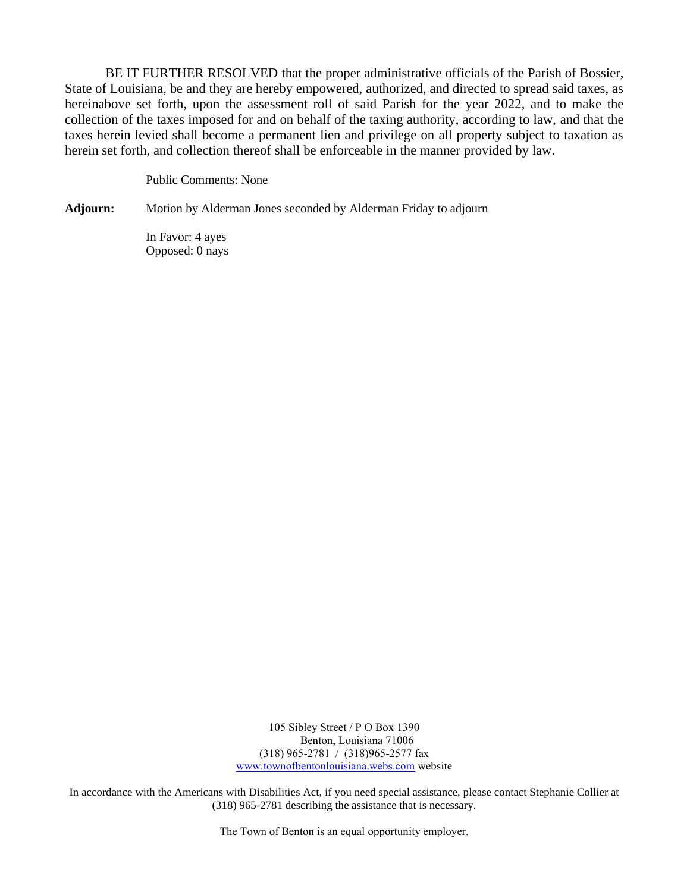BE IT FURTHER RESOLVED that the proper administrative officials of the Parish of Bossier, State of Louisiana, be and they are hereby empowered, authorized, and directed to spread said taxes, as hereinabove set forth, upon the assessment roll of said Parish for the year 2022, and to make the collection of the taxes imposed for and on behalf of the taxing authority, according to law, and that the taxes herein levied shall become a permanent lien and privilege on all property subject to taxation as herein set forth, and collection thereof shall be enforceable in the manner provided by law.

Public Comments: None

**Adjourn:** Motion by Alderman Jones seconded by Alderman Friday to adjourn

In Favor: 4 ayes
Opposed: 0 nays

105 Sibley Street / P O Box 1390
Benton, Louisiana 71006
(318) 965-2781 / (318)965-2577 fax
www.townofbentonlouisiana.webs.com website

In accordance with the Americans with Disabilities Act, if you need special assistance, please contact Stephanie Collier at (318) 965-2781 describing the assistance that is necessary.

The Town of Benton is an equal opportunity employer.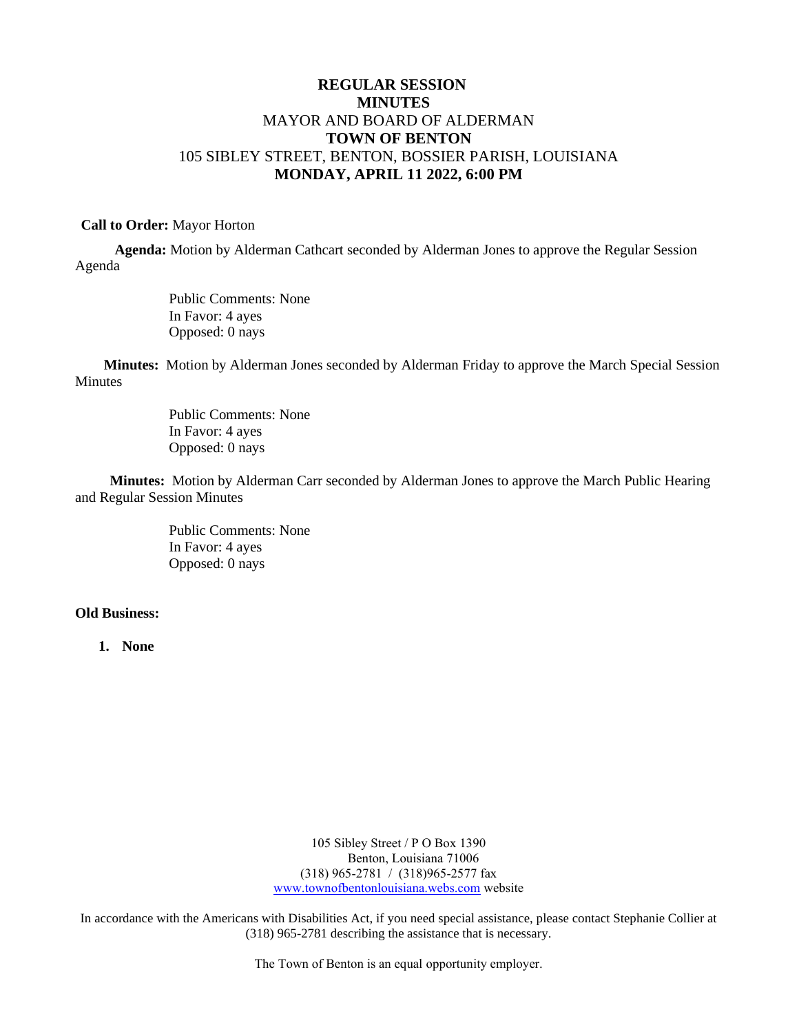**REGULAR SESSION**
**MINUTES**
MAYOR AND BOARD OF ALDERMAN
**TOWN OF BENTON**
105 SIBLEY STREET, BENTON, BOSSIER PARISH, LOUISIANA
**MONDAY, APRIL 11 2022, 6:00 PM**

**Call to Order:** Mayor Horton

**Agenda:** Motion by Alderman Cathcart seconded by Alderman Jones to approve the Regular Session Agenda

Public Comments: None
In Favor: 4 ayes
Opposed: 0 nays

**Minutes:** Motion by Alderman Jones seconded by Alderman Friday to approve the March Special Session Minutes

Public Comments: None
In Favor: 4 ayes
Opposed: 0 nays

**Minutes:** Motion by Alderman Carr seconded by Alderman Jones to approve the March Public Hearing and Regular Session Minutes

Public Comments: None
In Favor: 4 ayes
Opposed: 0 nays

**Old Business:**

1. **None**

105 Sibley Street / P O Box 1390
Benton, Louisiana 71006
(318) 965-2781 / (318)965-2577 fax
www.townofbentonlouisiana.webs.com website

In accordance with the Americans with Disabilities Act, if you need special assistance, please contact Stephanie Collier at (318) 965-2781 describing the assistance that is necessary.

The Town of Benton is an equal opportunity employer.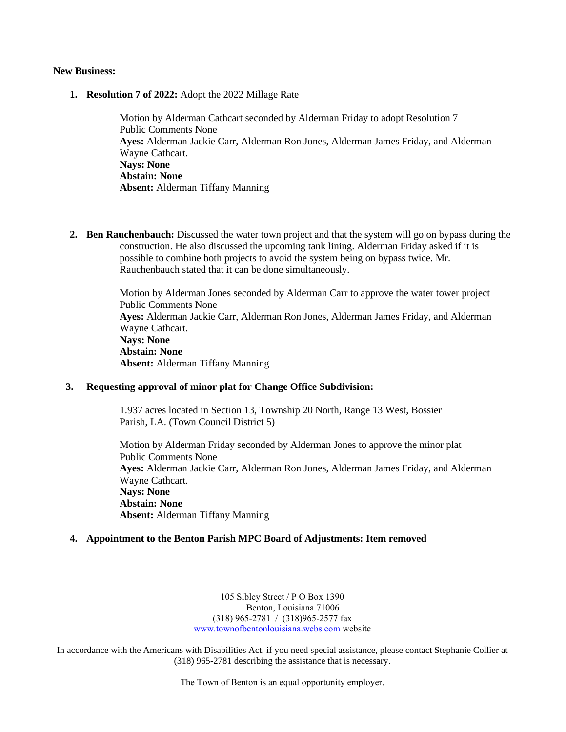**New Business:**

1. **Resolution 7 of 2022:** Adopt the 2022 Millage Rate

   Motion by Alderman Cathcart seconded by Alderman Friday to adopt Resolution 7
   Public Comments None
   **Ayes:** Alderman Jackie Carr, Alderman Ron Jones, Alderman James Friday, and Alderman Wayne Cathcart.
   **Nays: None**
   **Abstain: None**
   **Absent:** Alderman Tiffany Manning

2. **Ben Rauchenbauch:** Discussed the water town project and that the system will go on bypass during the construction. He also discussed the upcoming tank lining. Alderman Friday asked if it is possible to combine both projects to avoid the system being on bypass twice. Mr. Rauchenbauch stated that it can be done simultaneously.

   Motion by Alderman Jones seconded by Alderman Carr to approve the water tower project
   Public Comments None
   **Ayes:** Alderman Jackie Carr, Alderman Ron Jones, Alderman James Friday, and Alderman Wayne Cathcart.
   **Nays: None**
   **Abstain: None**
   **Absent:** Alderman Tiffany Manning

3. **Requesting approval of minor plat for Change Office Subdivision:**

   1.937 acres located in Section 13, Township 20 North, Range 13 West, Bossier Parish, LA. (Town Council District 5)

   Motion by Alderman Friday seconded by Alderman Jones to approve the minor plat
   Public Comments None
   **Ayes:** Alderman Jackie Carr, Alderman Ron Jones, Alderman James Friday, and Alderman Wayne Cathcart.
   **Nays: None**
   **Abstain: None**
   **Absent:** Alderman Tiffany Manning

4. **Appointment to the Benton Parish MPC Board of Adjustments: Item removed**

105 Sibley Street / P O Box 1390
Benton, Louisiana 71006
(318) 965-2781 / (318)965-2577 fax
www.townofbentonlouisiana.webs.com website

In accordance with the Americans with Disabilities Act, if you need special assistance, please contact Stephanie Collier at (318) 965-2781 describing the assistance that is necessary.

The Town of Benton is an equal opportunity employer.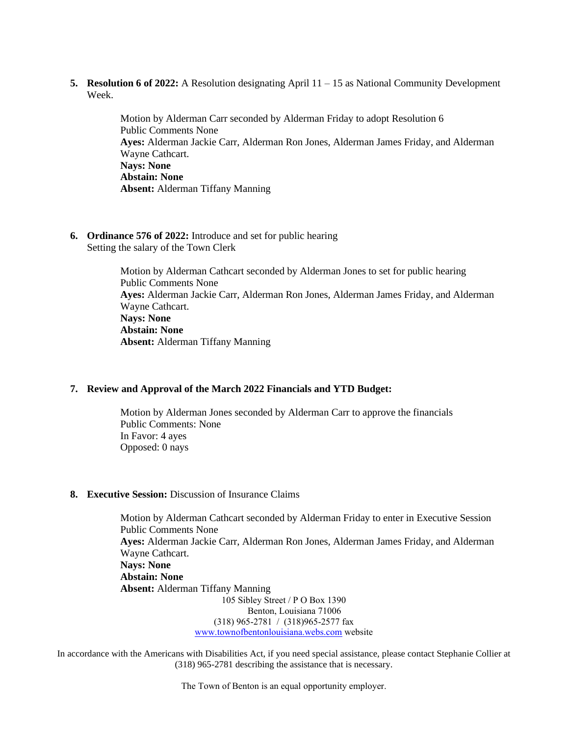5. **Resolution 6 of 2022:** A Resolution designating April 11 – 15 as National Community Development Week.

   Motion by Alderman Carr seconded by Alderman Friday to adopt Resolution 6
   Public Comments None
   **Ayes:** Alderman Jackie Carr, Alderman Ron Jones, Alderman James Friday, and Alderman Wayne Cathcart.
   **Nays: None**
   **Abstain: None**
   **Absent:** Alderman Tiffany Manning

6. **Ordinance 576 of 2022:** Introduce and set for public hearing
   Setting the salary of the Town Clerk

   Motion by Alderman Cathcart seconded by Alderman Jones to set for public hearing
   Public Comments None
   **Ayes:** Alderman Jackie Carr, Alderman Ron Jones, Alderman James Friday, and Alderman Wayne Cathcart.
   **Nays: None**
   **Abstain: None**
   **Absent:** Alderman Tiffany Manning

7. **Review and Approval of the March 2022 Financials and YTD Budget:**

   Motion by Alderman Jones seconded by Alderman Carr to approve the financials
   Public Comments: None
   In Favor: 4 ayes
   Opposed: 0 nays

8. **Executive Session:** Discussion of Insurance Claims

   Motion by Alderman Cathcart seconded by Alderman Friday to enter in Executive Session
   Public Comments None
   **Ayes:** Alderman Jackie Carr, Alderman Ron Jones, Alderman James Friday, and Alderman Wayne Cathcart.
   **Nays: None**
   **Abstain: None**
   **Absent:** Alderman Tiffany Manning

105 Sibley Street / P O Box 1390
Benton, Louisiana 71006
(318) 965-2781 / (318)965-2577 fax
[www.townofbentonlouisiana.webs.com](http://www.townofbentonlouisiana.webs.com) website

In accordance with the Americans with Disabilities Act, if you need special assistance, please contact Stephanie Collier at (318) 965-2781 describing the assistance that is necessary.

The Town of Benton is an equal opportunity employer.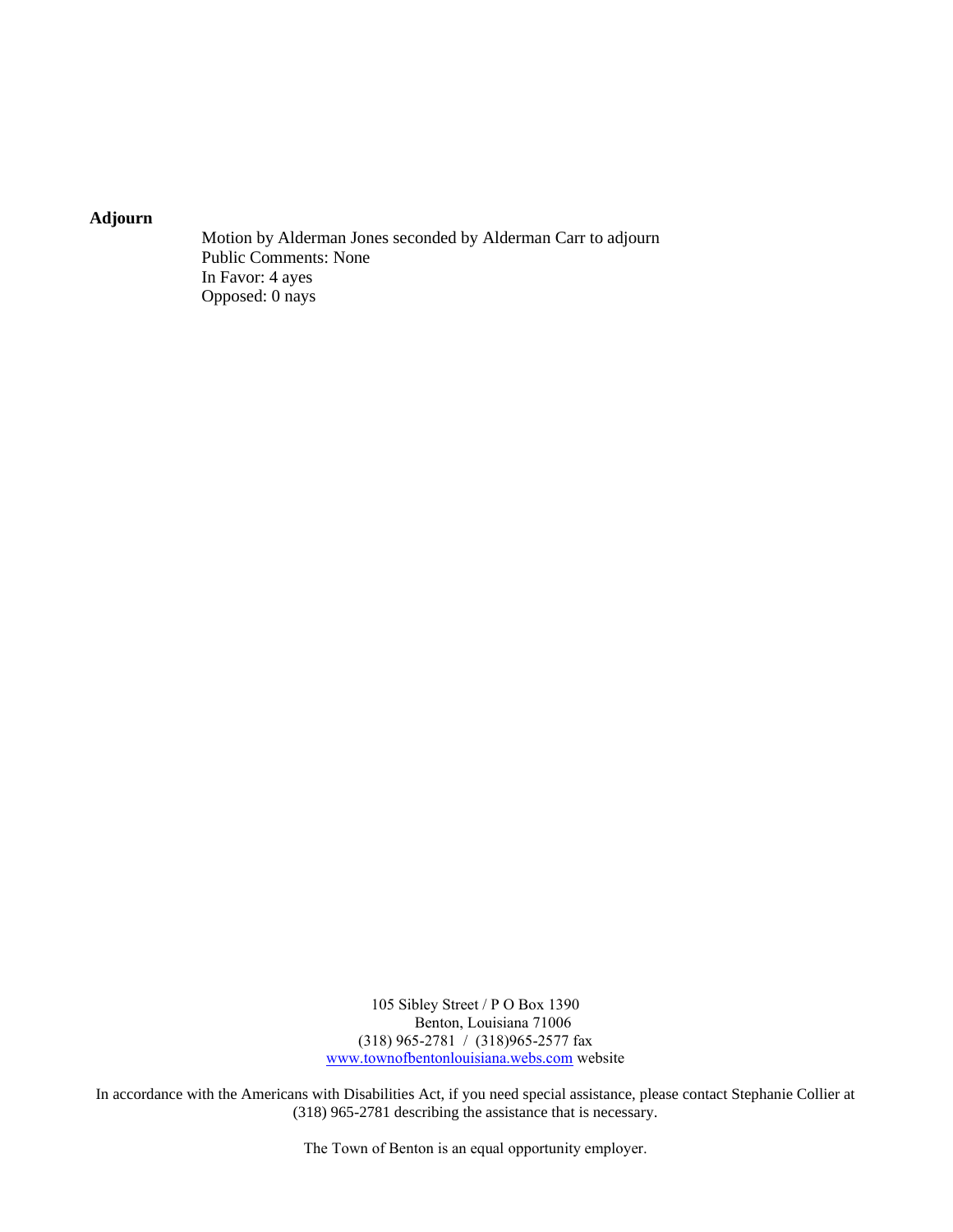**Adjourn**

Motion by Alderman Jones seconded by Alderman Carr to adjourn
Public Comments: None
In Favor: 4 ayes
Opposed: 0 nays

105 Sibley Street / P O Box 1390
Benton, Louisiana 71006
(318) 965-2781 / (318)965-2577 fax
[www.townofbentonlouisiana.webs.com](http://www.townofbentonlouisiana.webs.com) website

In accordance with the Americans with Disabilities Act, if you need special assistance, please contact Stephanie Collier at (318) 965-2781 describing the assistance that is necessary.

The Town of Benton is an equal opportunity employer.